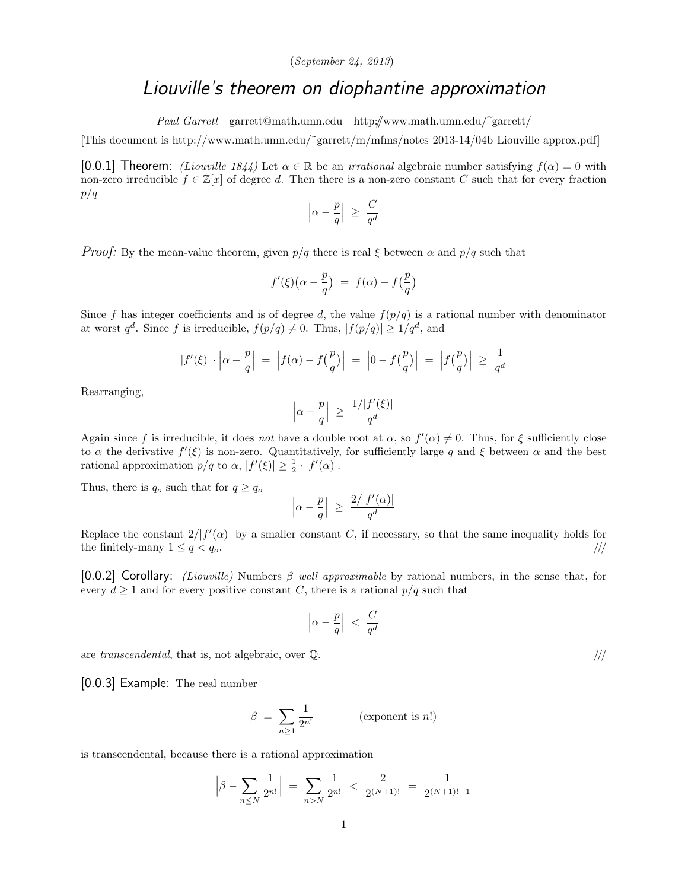(*September 24, 2013*)

# *Liouville's theorem on diophantine approximation*

*Paul Garrett* garrett@math.umn.edu http://www.math.umn.edu/~garrett/

[This document is http://www.math.umn.edu/~garrett/m/mfms/notes_2013-14/04b_Liouville_approx.pdf]

**[0.0.1] Theorem:** *(Liouville 1844)* Let $\alpha \in \mathbb{R}$ be an *irrational* algebraic number satisfying $f(\alpha) = 0$ with non-zero irreducible $f \in \mathbb{Z}[x]$ of degree $d$. Then there is a non-zero constant $C$ such that for every fraction $p/q$

$$\left|\alpha - \frac{p}{q}\right| \;\geq\; \frac{C}{q^d}$$

*Proof:* By the mean-value theorem, given $p/q$ there is real $\xi$ between $\alpha$ and $p/q$ such that

$$f'(\xi)\big(\alpha - \frac{p}{q}\big) \;=\; f(\alpha) - f\big(\frac{p}{q}\big)$$

Since $f$ has integer coefficients and is of degree $d$, the value $f(p/q)$ is a rational number with denominator at worst $q^d$. Since $f$ is irreducible, $f(p/q) \neq 0$. Thus, $|f(p/q)| \geq 1/q^d$, and

$$|f'(\xi)| \cdot \left|\alpha - \frac{p}{q}\right| \;=\; \left|f(\alpha) - f\big(\frac{p}{q}\big)\right| \;=\; \left|0 - f\big(\frac{p}{q}\big)\right| \;=\; \left|f\big(\frac{p}{q}\big)\right| \;\geq\; \frac{1}{q^d}$$

Rearranging,

$$\left|\alpha - \frac{p}{q}\right| \;\geq\; \frac{1/|f'(\xi)|}{q^d}$$

Again since $f$ is irreducible, it does *not* have a double root at $\alpha$, so $f'(\alpha) \neq 0$. Thus, for $\xi$ sufficiently close to $\alpha$ the derivative $f'(\xi)$ is non-zero. Quantitatively, for sufficiently large $q$ and $\xi$ between $\alpha$ and the best rational approximation $p/q$ to $\alpha$, $|f'(\xi)| \geq \frac{1}{2} \cdot |f'(\alpha)|$.

Thus, there is $q_o$ such that for $q \geq q_o$

$$\left|\alpha - \frac{p}{q}\right| \;\geq\; \frac{2/|f'(\alpha)|}{q^d}$$

Replace the constant $2/|f'(\alpha)|$ by a smaller constant $C$, if necessary, so that the same inequality holds for the finitely-many $1 \leq q < q_o$. ///

**[0.0.2] Corollary:** *(Liouville)* Numbers $\beta$ *well approximable* by rational numbers, in the sense that, for every $d \geq 1$ and for every positive constant $C$, there is a rational $p/q$ such that

$$\left|\alpha - \frac{p}{q}\right| \;<\; \frac{C}{q^d}$$

are *transcendental*, that is, not algebraic, over $\mathbb{Q}$. ///

**[0.0.3] Example:** The real number

$$\beta \;=\; \sum_{n \geq 1} \frac{1}{2^{n!}} \qquad\qquad \text{(exponent is } n!\text{)}$$

is transcendental, because there is a rational approximation

$$\left|\beta - \sum_{n \leq N} \frac{1}{2^{n!}}\right| \;=\; \sum_{n > N} \frac{1}{2^{n!}} \;<\; \frac{2}{2^{(N+1)!}} \;=\; \frac{1}{2^{(N+1)!-1}}$$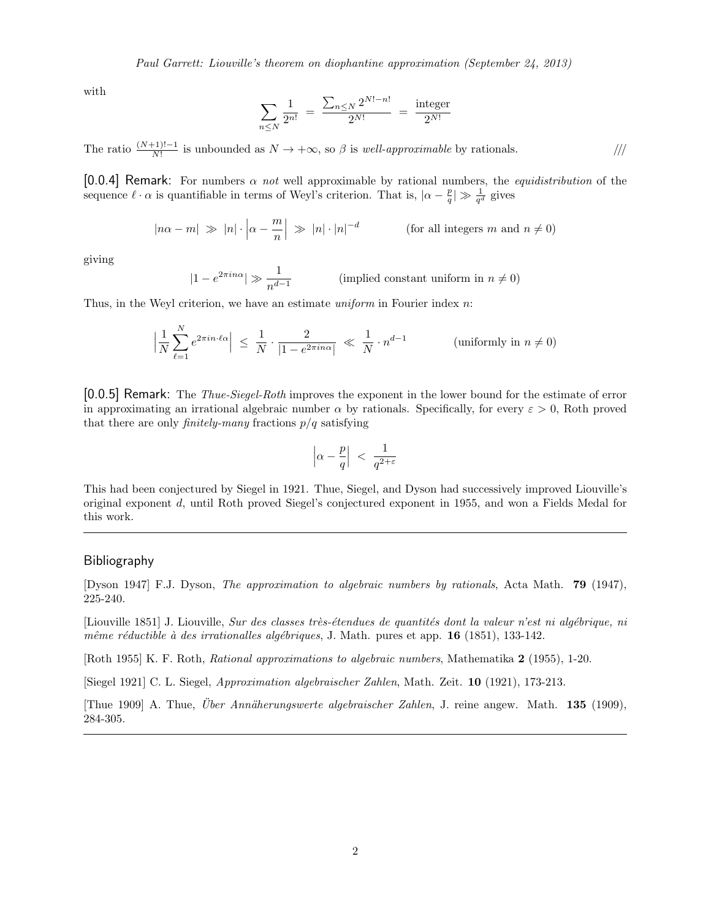with

$$\sum_{n\le N} \frac{1}{2^{n!}} \;=\; \frac{\sum_{n\le N} 2^{N!-n!}}{2^{N!}} \;=\; \frac{\text{integer}}{2^{N!}}$$

The ratio $\frac{(N+1)!-1}{N!}$ is unbounded as $N \to +\infty$, so $\beta$ is *well-approximable* by rationals. ///

**[0.0.4] Remark:** For numbers $\alpha$ *not* well approximable by rational numbers, the *equidistribution* of the sequence $\ell \cdot \alpha$ is quantifiable in terms of Weyl's criterion. That is, $|\alpha - \frac{p}{q}| \gg \frac{1}{q^d}$ gives

$$|n\alpha - m| \;\gg\; |n| \cdot \left|\alpha - \frac{m}{n}\right| \;\gg\; |n| \cdot |n|^{-d} \qquad \text{(for all integers } m \text{ and } n \neq 0)$$

giving

$$|1 - e^{2\pi i n\alpha}| \gg \frac{1}{n^{d-1}} \qquad \text{(implied constant uniform in } n \neq 0)$$

Thus, in the Weyl criterion, we have an estimate *uniform* in Fourier index $n$:

$$\Big|\frac{1}{N}\sum_{\ell=1}^{N} e^{2\pi i n\cdot \ell\alpha}\Big| \;\le\; \frac{1}{N} \cdot \frac{2}{|1 - e^{2\pi i n\alpha}|} \;\ll\; \frac{1}{N} \cdot n^{d-1} \qquad \text{(uniformly in } n \neq 0)$$

**[0.0.5] Remark:** The *Thue-Siegel-Roth* improves the exponent in the lower bound for the estimate of error in approximating an irrational algebraic number $\alpha$ by rationals. Specifically, for every $\varepsilon > 0$, Roth proved that there are only *finitely-many* fractions $p/q$ satisfying

$$\left|\alpha - \frac{p}{q}\right| \;<\; \frac{1}{q^{2+\varepsilon}}$$

This had been conjectured by Siegel in 1921. Thue, Siegel, and Dyson had successively improved Liouville's original exponent $d$, until Roth proved Siegel's conjectured exponent in 1955, and won a Fields Medal for this work.

---

## Bibliography

[Dyson 1947] F.J. Dyson, *The approximation to algebraic numbers by rationals*, Acta Math. **79** (1947), 225-240.

[Liouville 1851] J. Liouville, *Sur des classes très-étendues de quantités dont la valeur n'est ni algébrique, ni même réductible à des irrationalles algébriques*, J. Math. pures et app. **16** (1851), 133-142.

[Roth 1955] K. F. Roth, *Rational approximations to algebraic numbers*, Mathematika **2** (1955), 1-20.

[Siegel 1921] C. L. Siegel, *Approximation algebraischer Zahlen*, Math. Zeit. **10** (1921), 173-213.

[Thue 1909] A. Thue, *Über Annäherungswerte algebraischer Zahlen*, J. reine angew. Math. **135** (1909), 284-305.